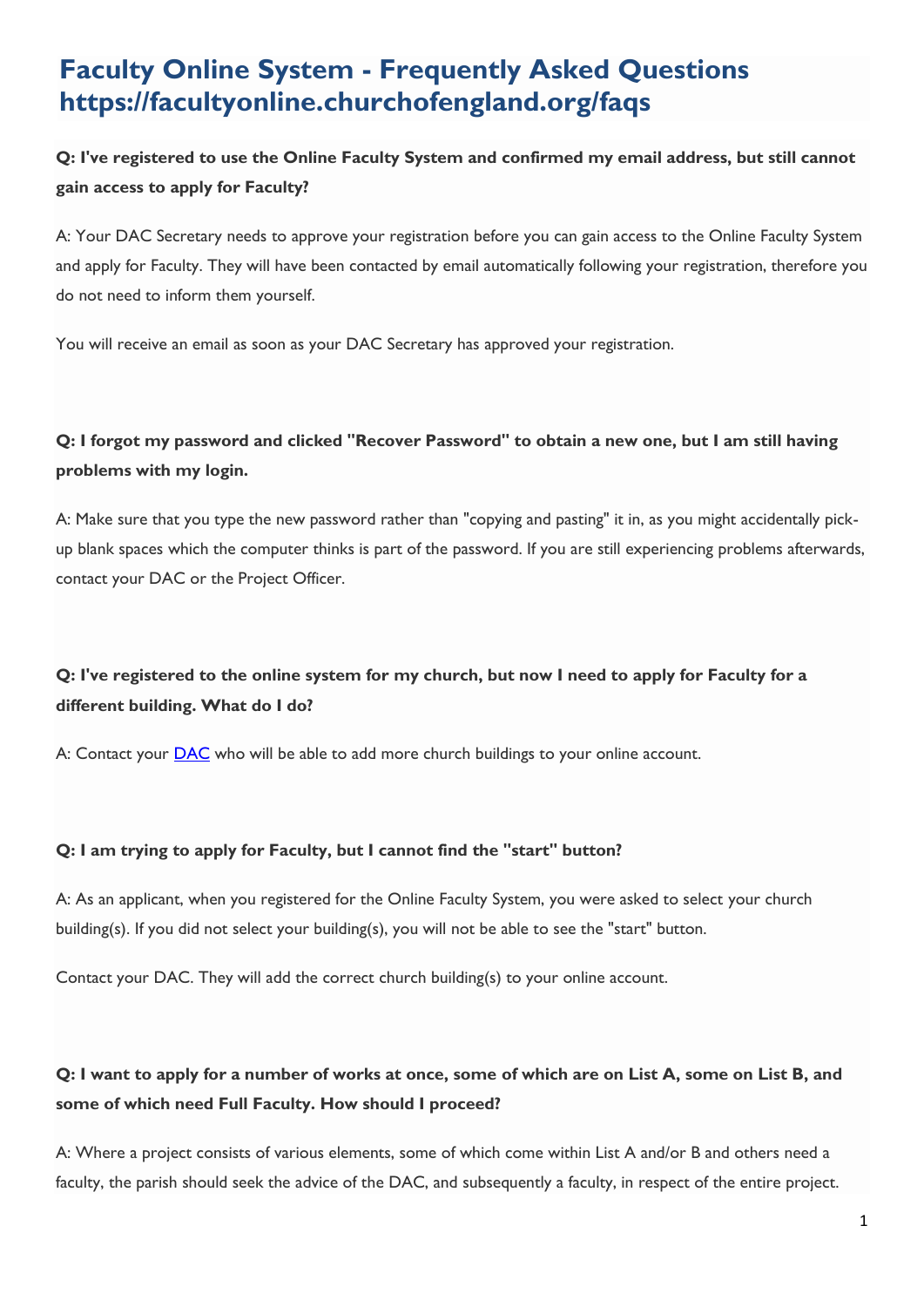# Faculty Online System - Frequently Asked Questions https://facultyonline.churchofengland.org/faqs

**Q: I've registered to use the Online Faculty System and confirmed my email address, but still cannot gain access to apply for Faculty?**

A: Your DAC Secretary needs to approve your registration before you can gain access to the Online Faculty System and apply for Faculty. They will have been contacted by email automatically following your registration, therefore you do not need to inform them yourself.

You will receive an email as soon as your DAC Secretary has approved your registration.

**Q: I forgot my password and clicked "Recover Password" to obtain a new one, but I am still having problems with my login.**

A: Make sure that you type the new password rather than "copying and pasting" it in, as you might accidentally pick-up blank spaces which the computer thinks is part of the password. If you are still experiencing problems afterwards, contact your DAC or the Project Officer.

**Q: I've registered to the online system for my church, but now I need to apply for Faculty for a different building. What do I do?**

A: Contact your DAC who will be able to add more church buildings to your online account.

**Q: I am trying to apply for Faculty, but I cannot find the "start" button?**

A: As an applicant, when you registered for the Online Faculty System, you were asked to select your church building(s). If you did not select your building(s), you will not be able to see the "start" button.

Contact your DAC. They will add the correct church building(s) to your online account.

**Q: I want to apply for a number of works at once, some of which are on List A, some on List B, and some of which need Full Faculty. How should I proceed?**

A: Where a project consists of various elements, some of which come within List A and/or B and others need a faculty, the parish should seek the advice of the DAC, and subsequently a faculty, in respect of the entire project.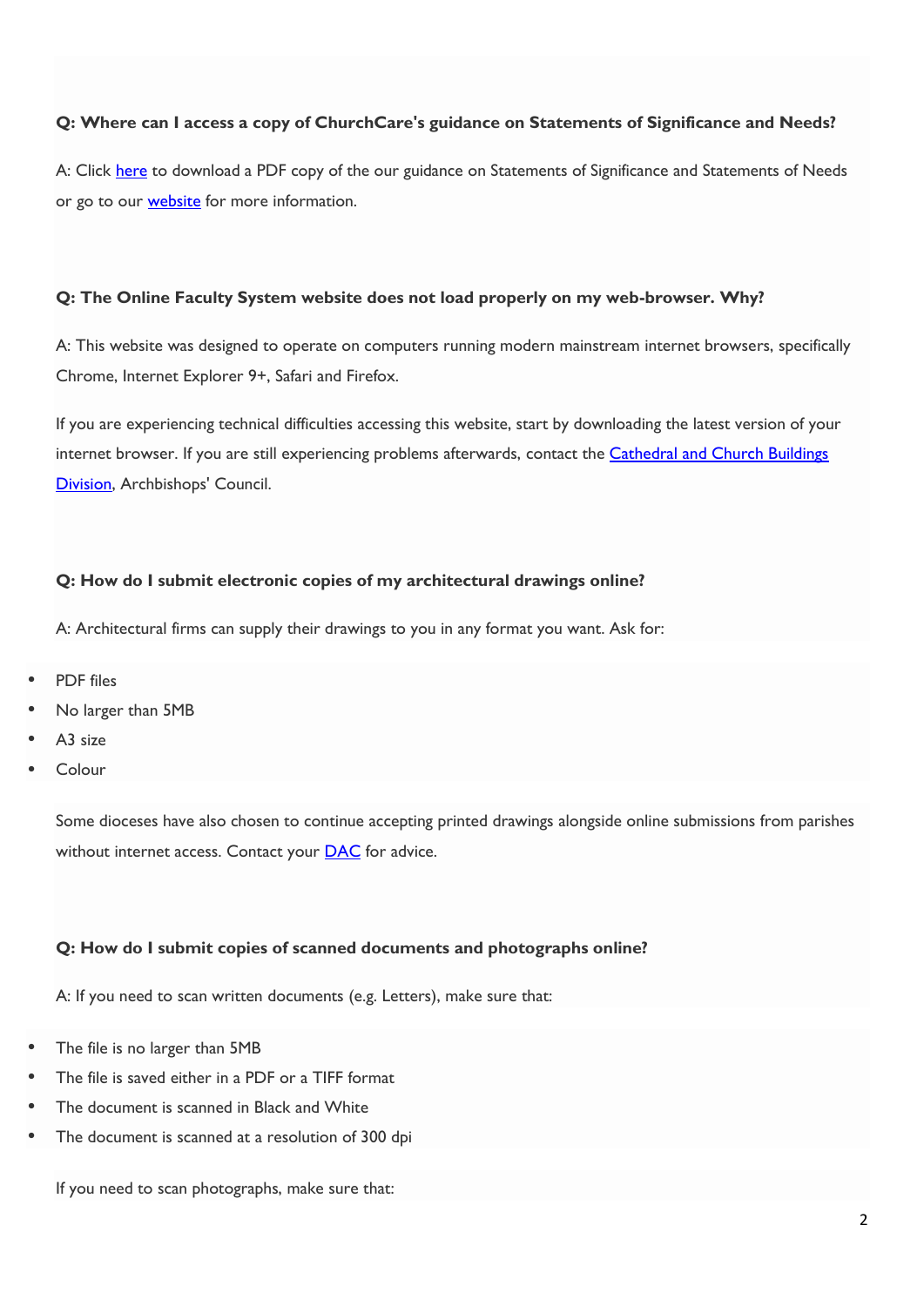**Q: Where can I access a copy of ChurchCare's guidance on Statements of Significance and Needs?**

A: Click here to download a PDF copy of the our guidance on Statements of Significance and Statements of Needs or go to our website for more information.

**Q: The Online Faculty System website does not load properly on my web-browser. Why?**

A: This website was designed to operate on computers running modern mainstream internet browsers, specifically Chrome, Internet Explorer 9+, Safari and Firefox.

If you are experiencing technical difficulties accessing this website, start by downloading the latest version of your internet browser. If you are still experiencing problems afterwards, contact the Cathedral and Church Buildings Division, Archbishops' Council.

**Q: How do I submit electronic copies of my architectural drawings online?**

A: Architectural firms can supply their drawings to you in any format you want. Ask for:

- PDF files
- No larger than 5MB
- A3 size
- Colour

Some dioceses have also chosen to continue accepting printed drawings alongside online submissions from parishes without internet access. Contact your DAC for advice.

**Q: How do I submit copies of scanned documents and photographs online?**

A: If you need to scan written documents (e.g. Letters), make sure that:

- The file is no larger than 5MB
- The file is saved either in a PDF or a TIFF format
- The document is scanned in Black and White
- The document is scanned at a resolution of 300 dpi

If you need to scan photographs, make sure that: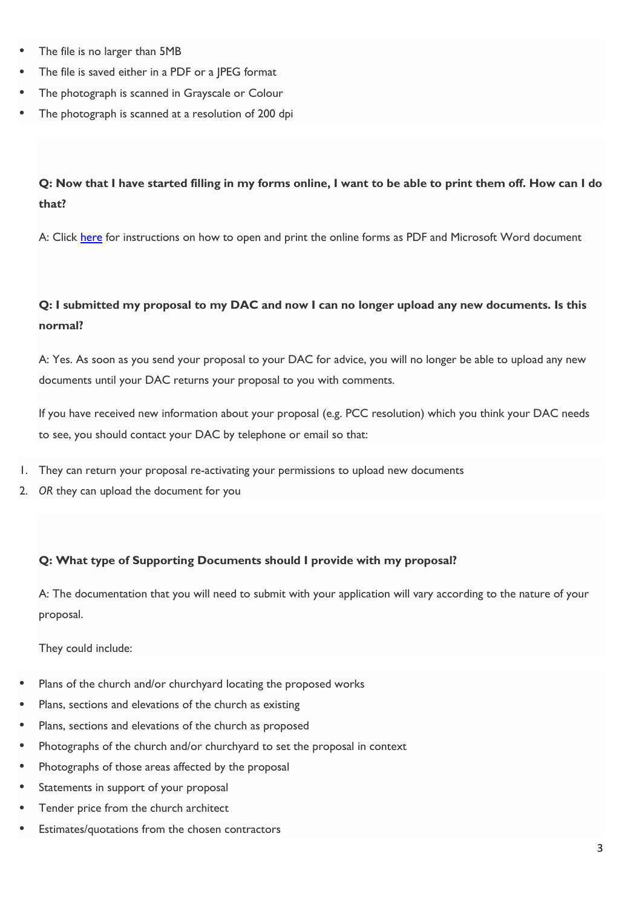- The file is no larger than 5MB
- The file is saved either in a PDF or a JPEG format
- The photograph is scanned in Grayscale or Colour
- The photograph is scanned at a resolution of 200 dpi

**Q: Now that I have started filling in my forms online, I want to be able to print them off. How can I do that?**

A: Click [here]() for instructions on how to open and print the online forms as PDF and Microsoft Word document

**Q: I submitted my proposal to my DAC and now I can no longer upload any new documents. Is this normal?**

A: Yes. As soon as you send your proposal to your DAC for advice, you will no longer be able to upload any new documents until your DAC returns your proposal to you with comments.

If you have received new information about your proposal (e.g. PCC resolution) which you think your DAC needs to see, you should contact your DAC by telephone or email so that:

1. They can return your proposal re-activating your permissions to upload new documents
2. *OR* they can upload the document for you

**Q: What type of Supporting Documents should I provide with my proposal?**

A: The documentation that you will need to submit with your application will vary according to the nature of your proposal.

They could include:

- Plans of the church and/or churchyard locating the proposed works
- Plans, sections and elevations of the church as existing
- Plans, sections and elevations of the church as proposed
- Photographs of the church and/or churchyard to set the proposal in context
- Photographs of those areas affected by the proposal
- Statements in support of your proposal
- Tender price from the church architect
- Estimates/quotations from the chosen contractors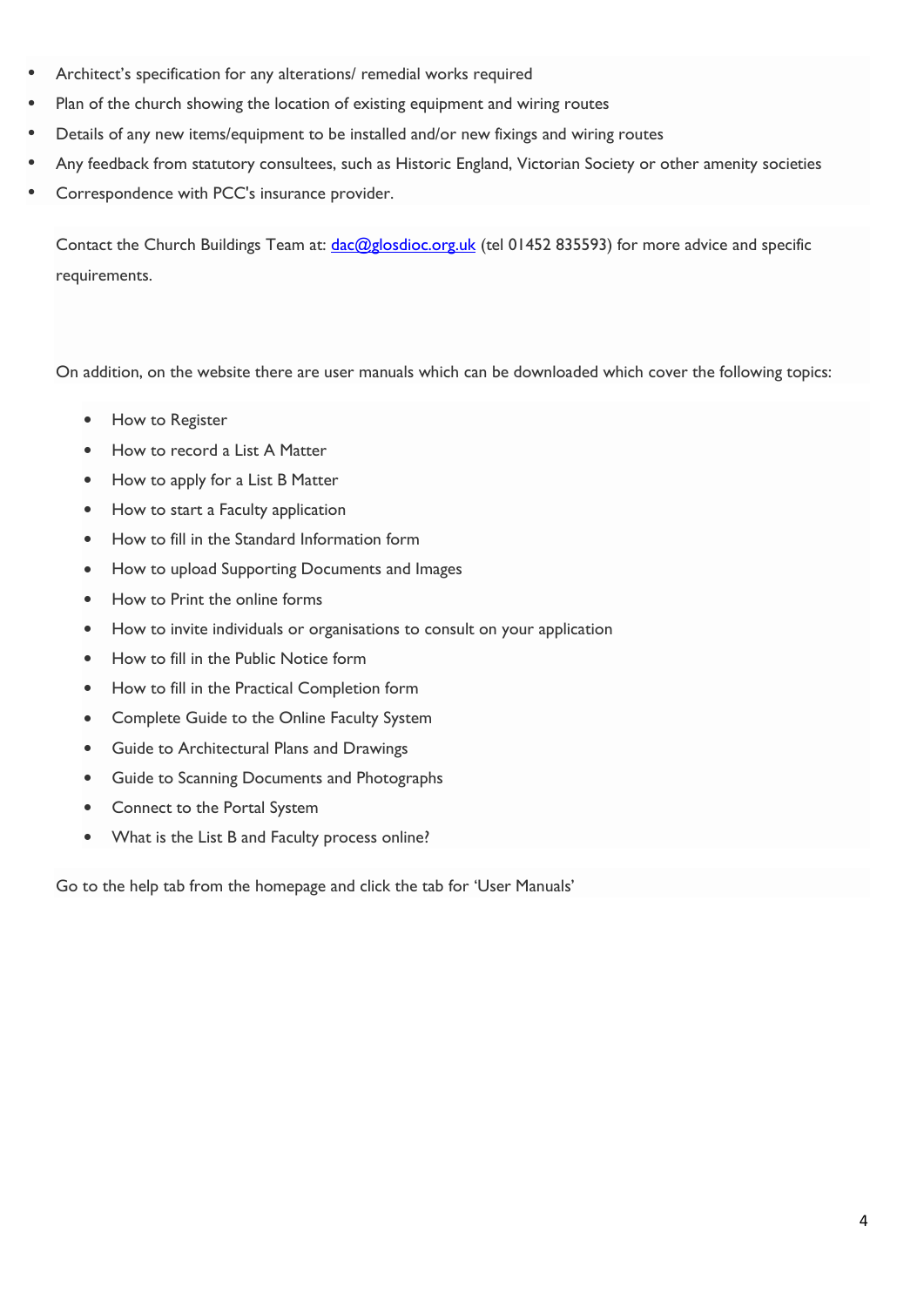- Architect's specification for any alterations/ remedial works required
- Plan of the church showing the location of existing equipment and wiring routes
- Details of any new items/equipment to be installed and/or new fixings and wiring routes
- Any feedback from statutory consultees, such as Historic England, Victorian Society or other amenity societies
- Correspondence with PCC's insurance provider.

Contact the Church Buildings Team at: dac@glosdioc.org.uk (tel 01452 835593) for more advice and specific requirements.

On addition, on the website there are user manuals which can be downloaded which cover the following topics:

- How to Register
- How to record a List A Matter
- How to apply for a List B Matter
- How to start a Faculty application
- How to fill in the Standard Information form
- How to upload Supporting Documents and Images
- How to Print the online forms
- How to invite individuals or organisations to consult on your application
- How to fill in the Public Notice form
- How to fill in the Practical Completion form
- Complete Guide to the Online Faculty System
- Guide to Architectural Plans and Drawings
- Guide to Scanning Documents and Photographs
- Connect to the Portal System
- What is the List B and Faculty process online?

Go to the help tab from the homepage and click the tab for 'User Manuals'